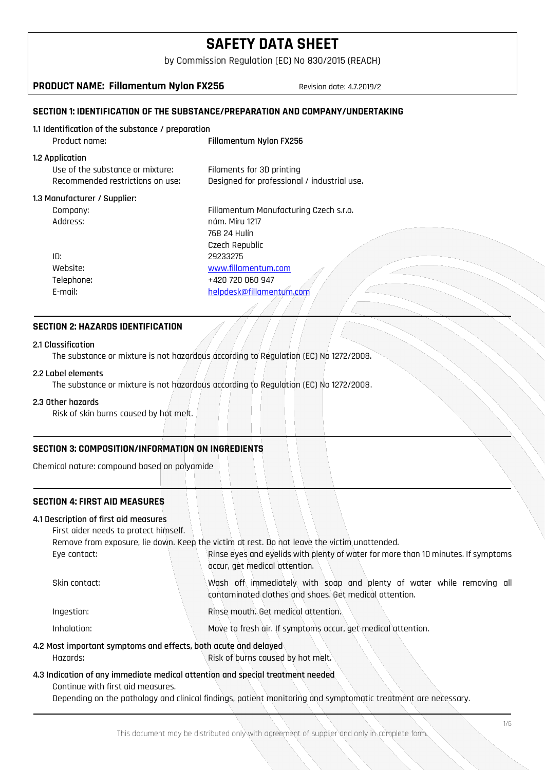# SAFETY DATA SHEET

by Commission Regulation (EC) No 830/2015 (REACH)

**PRODUCT NAME: Fillamentum Nylon FX256** Revision date: 4.7.2019/2

## SECTION 1: IDENTIFICATION OF THE SUBSTANCE/PREPARATION AND COMPANY/UNDERTAKING

### 1.1 Identification of the substance / preparation

| | |
|---|---|
| Product name: | **Fillamentum Nylon FX256** |

### 1.2 Application

| | |
|---|---|
| Use of the substance or mixture: | Filaments for 3D printing |
| Recommended restrictions on use: | Designed for professional / industrial use. |

### 1.3 Manufacturer / Supplier:

| | |
|---|---|
| Company: | Fillamentum Manufacturing Czech s.r.o. |
| Address: | nám. Míru 1217<br>768 24 Hulín<br>Czech Republic |
| ID: | 29233275 |
| Website: | www.fillamentum.com |
| Telephone: | +420 720 060 947 |
| E-mail: | helpdesk@fillamentum.com |

## SECTION 2: HAZARDS IDENTIFICATION

### 2.1 Classification

The substance or mixture is not hazardous according to Regulation (EC) No 1272/2008.

### 2.2 Label elements

The substance or mixture is not hazardous according to Regulation (EC) No 1272/2008.

### 2.3 Other hazards

Risk of skin burns caused by hot melt.

## SECTION 3: COMPOSITION/INFORMATION ON INGREDIENTS

Chemical nature: compound based on polyamide

## SECTION 4: FIRST AID MEASURES

### 4.1 Description of first aid measures

First aider needs to protect himself.

Remove from exposure, lie down. Keep the victim at rest. Do not leave the victim unattended.

| | |
|---|---|
| Eye contact: | Rinse eyes and eyelids with plenty of water for more than 10 minutes. If symptoms occur, get medical attention. |
| Skin contact: | Wash off immediately with soap and plenty of water while removing all contaminated clothes and shoes. Get medical attention. |
| Ingestion: | Rinse mouth. Get medical attention. |
| Inhalation: | Move to fresh air. If symptoms occur, get medical attention. |

### 4.2 Most important symptoms and effects, both acute and delayed

| | |
|---|---|
| Hazards: | Risk of burns caused by hot melt. |

### 4.3 Indication of any immediate medical attention and special treatment needed

Continue with first aid measures.

Depending on the pathology and clinical findings, patient monitoring and symptomatic treatment are necessary.

This document may be distributed only with agreement of supplier and only in complete form.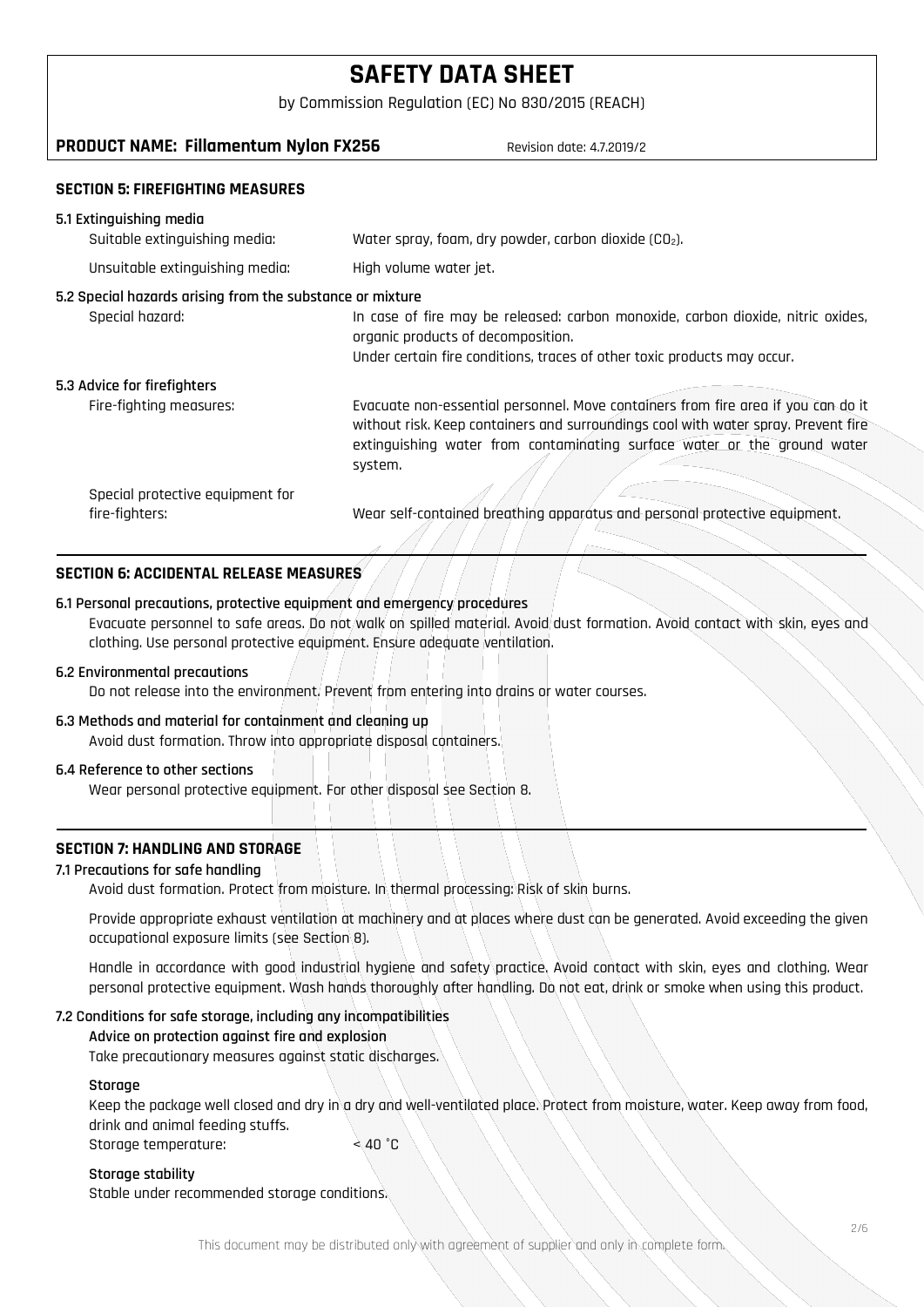## SECTION 5: FIREFIGHTING MEASURES

### 5.1 Extinguishing media

Suitable extinguishing media: Water spray, foam, dry powder, carbon dioxide ($CO_2$).

Unsuitable extinguishing media: High volume water jet.

### 5.2 Special hazards arising from the substance or mixture

Special hazard: In case of fire may be released: carbon monoxide, carbon dioxide, nitric oxides, organic products of decomposition.
Under certain fire conditions, traces of other toxic products may occur.

### 5.3 Advice for firefighters

Fire-fighting measures: Evacuate non-essential personnel. Move containers from fire area if you can do it without risk. Keep containers and surroundings cool with water spray. Prevent fire extinguishing water from contaminating surface water or the ground water system.

Special protective equipment for fire-fighters: Wear self-contained breathing apparatus and personal protective equipment.

## SECTION 6: ACCIDENTAL RELEASE MEASURES

### 6.1 Personal precautions, protective equipment and emergency procedures

Evacuate personnel to safe areas. Do not walk on spilled material. Avoid dust formation. Avoid contact with skin, eyes and clothing. Use personal protective equipment. Ensure adequate ventilation.

### 6.2 Environmental precautions

Do not release into the environment. Prevent from entering into drains or water courses.

### 6.3 Methods and material for containment and cleaning up

Avoid dust formation. Throw into appropriate disposal containers.

### 6.4 Reference to other sections

Wear personal protective equipment. For other disposal see Section 8.

## SECTION 7: HANDLING AND STORAGE

### 7.1 Precautions for safe handling

Avoid dust formation. Protect from moisture. In thermal processing: Risk of skin burns.

Provide appropriate exhaust ventilation at machinery and at places where dust can be generated. Avoid exceeding the given occupational exposure limits (see Section 8).

Handle in accordance with good industrial hygiene and safety practice. Avoid contact with skin, eyes and clothing. Wear personal protective equipment. Wash hands thoroughly after handling. Do not eat, drink or smoke when using this product.

### 7.2 Conditions for safe storage, including any incompatibilities

**Advice on protection against fire and explosion**

Take precautionary measures against static discharges.

**Storage**

Keep the package well closed and dry in a dry and well-ventilated place. Protect from moisture, water. Keep away from food, drink and animal feeding stuffs.

Storage temperature: < 40 °C

**Storage stability**

Stable under recommended storage conditions.

This document may be distributed only with agreement of supplier and only in complete form.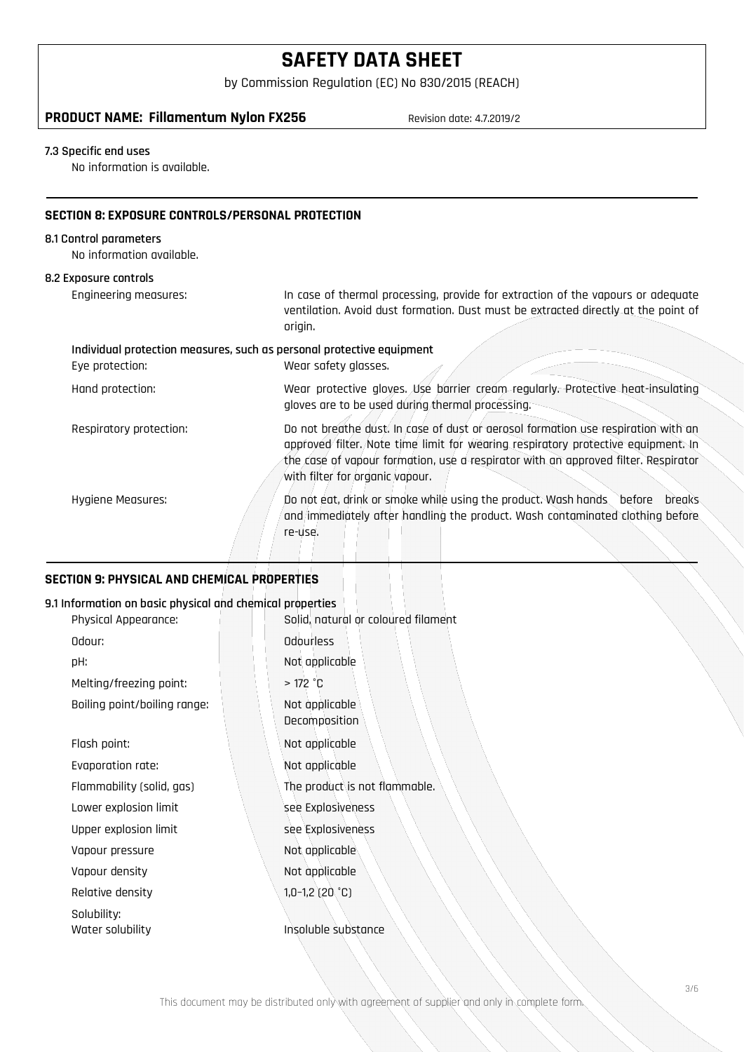**7.3 Specific end uses**

No information is available.

## SECTION 8: EXPOSURE CONTROLS/PERSONAL PROTECTION

**8.1 Control parameters**

No information available.

**8.2 Exposure controls**

| | |
|---|---|
| Engineering measures: | In case of thermal processing, provide for extraction of the vapours or adequate ventilation. Avoid dust formation. Dust must be extracted directly at the point of origin. |

**Individual protection measures, such as personal protective equipment**

| | |
|---|---|
| Eye protection: | Wear safety glasses. |
| Hand protection: | Wear protective gloves. Use barrier cream regularly. Protective heat-insulating gloves are to be used during thermal processing. |
| Respiratory protection: | Do not breathe dust. In case of dust or aerosol formation use respiration with an approved filter. Note time limit for wearing respiratory protective equipment. In the case of vapour formation, use a respirator with an approved filter. Respirator with filter for organic vapour. |
| Hygiene Measures: | Do not eat, drink or smoke while using the product. Wash hands before breaks and immediately after handling the product. Wash contaminated clothing before re-use. |

## SECTION 9: PHYSICAL AND CHEMICAL PROPERTIES

**9.1 Information on basic physical and chemical properties**

| | |
|---|---|
| Physical Appearance: | Solid, natural or coloured filament |
| Odour: | Odourless |
| pH: | Not applicable |
| Melting/freezing point: | > 172 ˚C |
| Boiling point/boiling range: | Not applicable Decomposition |
| Flash point: | Not applicable |
| Evaporation rate: | Not applicable |
| Flammability (solid, gas) | The product is not flammable. |
| Lower explosion limit | see Explosiveness |
| Upper explosion limit | see Explosiveness |
| Vapour pressure | Not applicable |
| Vapour density | Not applicable |
| Relative density | 1,0–1,2 (20 ˚C) |
| Solubility: | |
| Water solubility | Insoluble substance |

This document may be distributed only with agreement of supplier and only in complete form.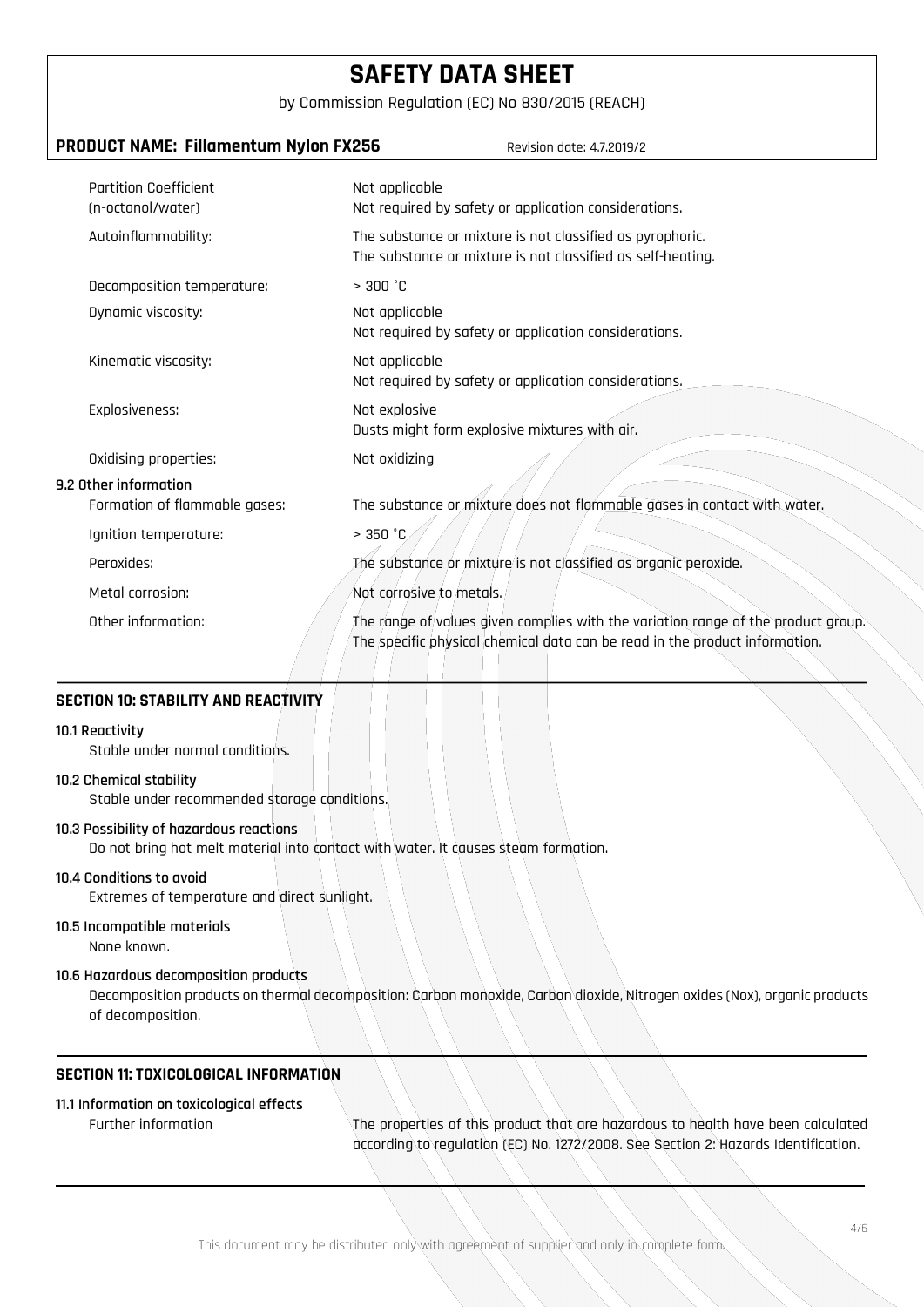| | |
|---|---|
| Partition Coefficient (n-octanol/water) | Not applicable<br>Not required by safety or application considerations. |
| Autoinflammability: | The substance or mixture is not classified as pyrophoric.<br>The substance or mixture is not classified as self-heating. |
| Decomposition temperature: | > 300 ˚C |
| Dynamic viscosity: | Not applicable<br>Not required by safety or application considerations. |
| Kinematic viscosity: | Not applicable<br>Not required by safety or application considerations. |
| Explosiveness: | Not explosive<br>Dusts might form explosive mixtures with air. |
| Oxidising properties: | Not oxidizing |

**9.2 Other information**

| | |
|---|---|
| Formation of flammable gases: | The substance or mixture does not flammable gases in contact with water. |
| Ignition temperature: | > 350 ˚C |
| Peroxides: | The substance or mixture is not classified as organic peroxide. |
| Metal corrosion: | Not corrosive to metals. |
| Other information: | The range of values given complies with the variation range of the product group. The specific physical chemical data can be read in the product information. |

## SECTION 10: STABILITY AND REACTIVITY

**10.1 Reactivity**

Stable under normal conditions.

**10.2 Chemical stability**

Stable under recommended storage conditions.

**10.3 Possibility of hazardous reactions**

Do not bring hot melt material into contact with water. It causes steam formation.

**10.4 Conditions to avoid**

Extremes of temperature and direct sunlight.

**10.5 Incompatible materials**

None known.

**10.6 Hazardous decomposition products**

Decomposition products on thermal decomposition: Carbon monoxide, Carbon dioxide, Nitrogen oxides (Nox), organic products of decomposition.

## SECTION 11: TOXICOLOGICAL INFORMATION

**11.1 Information on toxicological effects**

| | |
|---|---|
| Further information | The properties of this product that are hazardous to health have been calculated according to regulation (EC) No. 1272/2008. See Section 2: Hazards Identification. |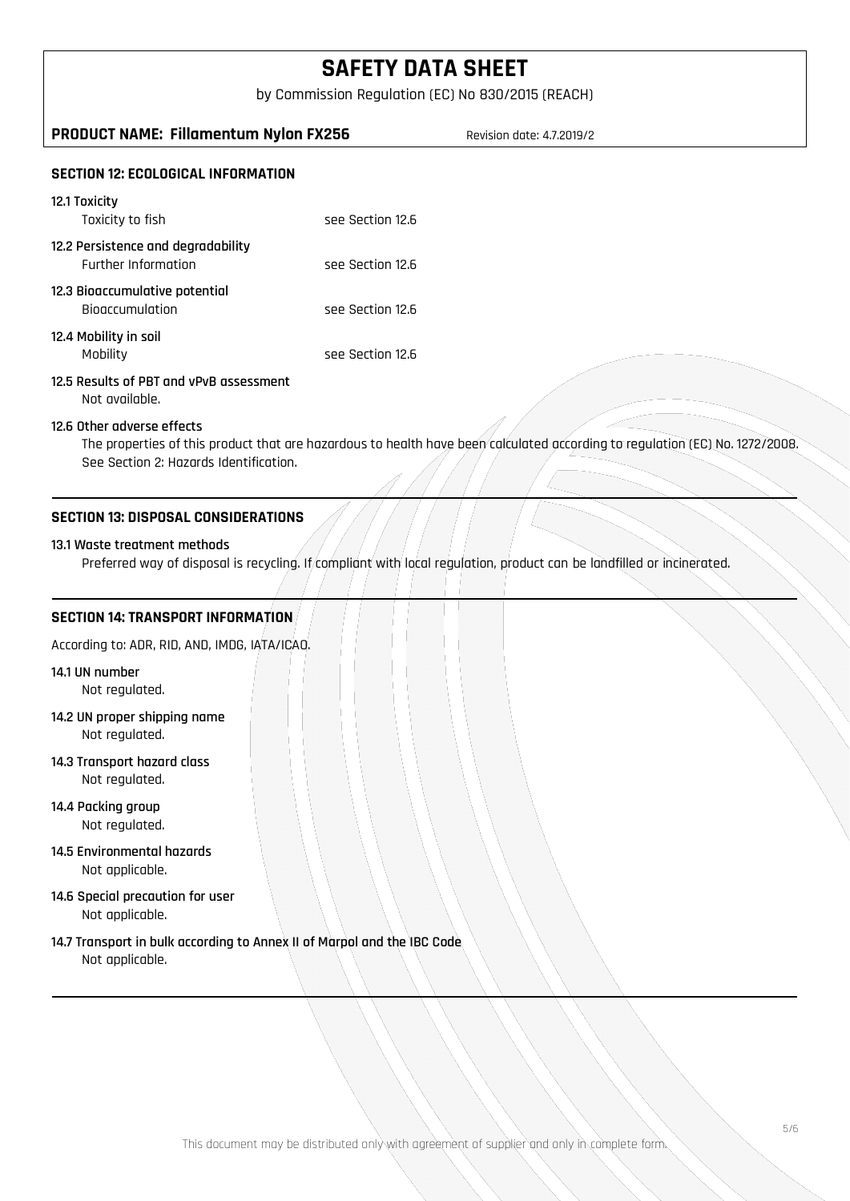# SAFETY DATA SHEET

by Commission Regulation (EC) No 830/2015 (REACH)

**PRODUCT NAME: Fillamentum Nylon FX256** Revision date: 4.7.2019/2

## SECTION 12: ECOLOGICAL INFORMATION

**12.1 Toxicity**

| | |
|---|---|
| Toxicity to fish | see Section 12.6 |

**12.2 Persistence and degradability**

| | |
|---|---|
| Further Information | see Section 12.6 |

**12.3 Bioaccumulative potential**

| | |
|---|---|
| Bioaccumulation | see Section 12.6 |

**12.4 Mobility in soil**

| | |
|---|---|
| Mobility | see Section 12.6 |

**12.5 Results of PBT and vPvB assessment**

Not available.

**12.6 Other adverse effects**

The properties of this product that are hazardous to health have been calculated according to regulation (EC) No. 1272/2008. See Section 2: Hazards Identification.

## SECTION 13: DISPOSAL CONSIDERATIONS

**13.1 Waste treatment methods**

Preferred way of disposal is recycling. If compliant with local regulation, product can be landfilled or incinerated.

## SECTION 14: TRANSPORT INFORMATION

According to: ADR, RID, AND, IMDG, IATA/ICAO.

**14.1 UN number**

Not regulated.

**14.2 UN proper shipping name**

Not regulated.

**14.3 Transport hazard class**

Not regulated.

**14.4 Packing group**

Not regulated.

**14.5 Environmental hazards**

Not applicable.

**14.6 Special precaution for user**

Not applicable.

**14.7 Transport in bulk according to Annex II of Marpol and the IBC Code**

Not applicable.

This document may be distributed only with agreement of supplier and only in complete form.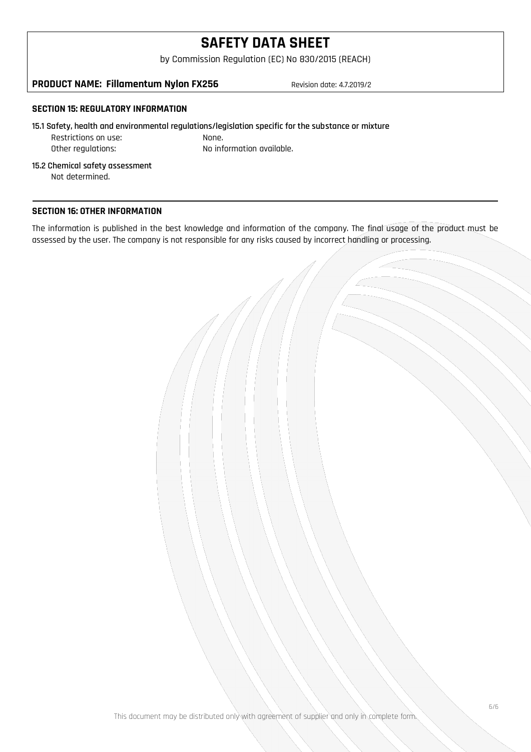# SAFETY DATA SHEET

by Commission Regulation (EC) No 830/2015 (REACH)

**PRODUCT NAME: Fillamentum Nylon FX256** Revision date: 4.7.2019/2

## SECTION 15: REGULATORY INFORMATION

**15.1 Safety, health and environmental regulations/legislation specific for the substance or mixture**

Restrictions on use: None.

Other regulations: No information available.

**15.2 Chemical safety assessment**

Not determined.

## SECTION 16: OTHER INFORMATION

The information is published in the best knowledge and information of the company. The final usage of the product must be assessed by the user. The company is not responsible for any risks caused by incorrect handling or processing.

This document may be distributed only with agreement of supplier and only in complete form.